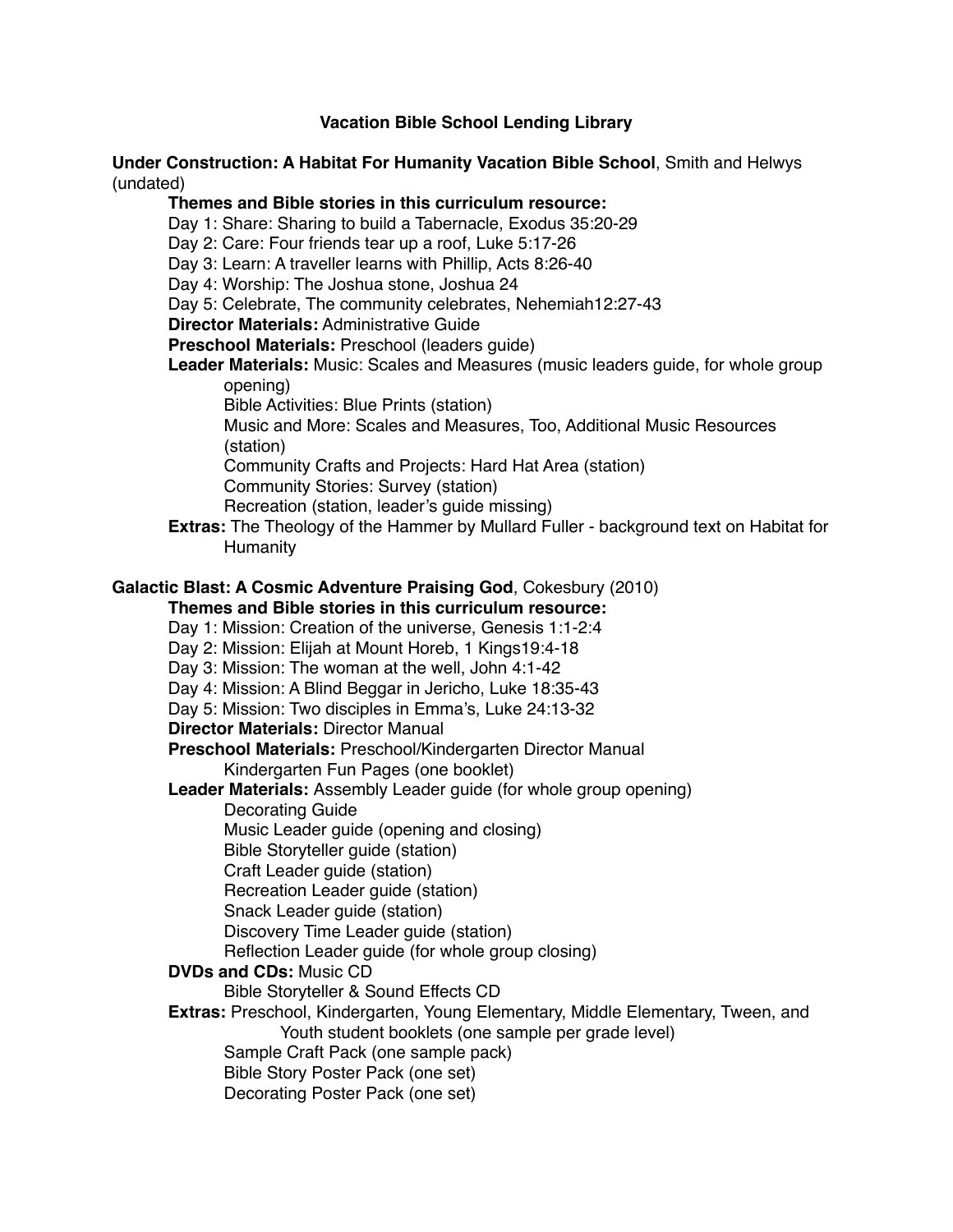# Vacation Bible School Lending Library

**Under Construction: A Habitat For Humanity Vacation Bible School**, Smith and Helwys (undated)

**Themes and Bible stories in this curriculum resource:**

Day 1: Share: Sharing to build a Tabernacle, Exodus 35:20-29
Day 2: Care: Four friends tear up a roof, Luke 5:17-26
Day 3: Learn: A traveller learns with Phillip, Acts 8:26-40
Day 4: Worship: The Joshua stone, Joshua 24
Day 5: Celebrate, The community celebrates, Nehemiah12:27-43

**Director Materials:** Administrative Guide

**Preschool Materials:** Preschool (leaders guide)

**Leader Materials:** Music: Scales and Measures (music leaders guide, for whole group opening)
- Bible Activities: Blue Prints (station)
- Music and More: Scales and Measures, Too, Additional Music Resources (station)
- Community Crafts and Projects: Hard Hat Area (station)
- Community Stories: Survey (station)
- Recreation (station, leader's guide missing)

**Extras:** The Theology of the Hammer by Mullard Fuller - background text on Habitat for Humanity

**Galactic Blast: A Cosmic Adventure Praising God**, Cokesbury (2010)

**Themes and Bible stories in this curriculum resource:**

Day 1: Mission: Creation of the universe, Genesis 1:1-2:4
Day 2: Mission: Elijah at Mount Horeb, 1 Kings19:4-18
Day 3: Mission: The woman at the well, John 4:1-42
Day 4: Mission: A Blind Beggar in Jericho, Luke 18:35-43
Day 5: Mission: Two disciples in Emma's, Luke 24:13-32

**Director Materials:** Director Manual

**Preschool Materials:** Preschool/Kindergarten Director Manual
- Kindergarten Fun Pages (one booklet)

**Leader Materials:** Assembly Leader guide (for whole group opening)
- Decorating Guide
- Music Leader guide (opening and closing)
- Bible Storyteller guide (station)
- Craft Leader guide (station)
- Recreation Leader guide (station)
- Snack Leader guide (station)
- Discovery Time Leader guide (station)
- Reflection Leader guide (for whole group closing)

**DVDs and CDs:** Music CD
- Bible Storyteller & Sound Effects CD

**Extras:** Preschool, Kindergarten, Young Elementary, Middle Elementary, Tween, and Youth student booklets (one sample per grade level)
- Sample Craft Pack (one sample pack)
- Bible Story Poster Pack (one set)
- Decorating Poster Pack (one set)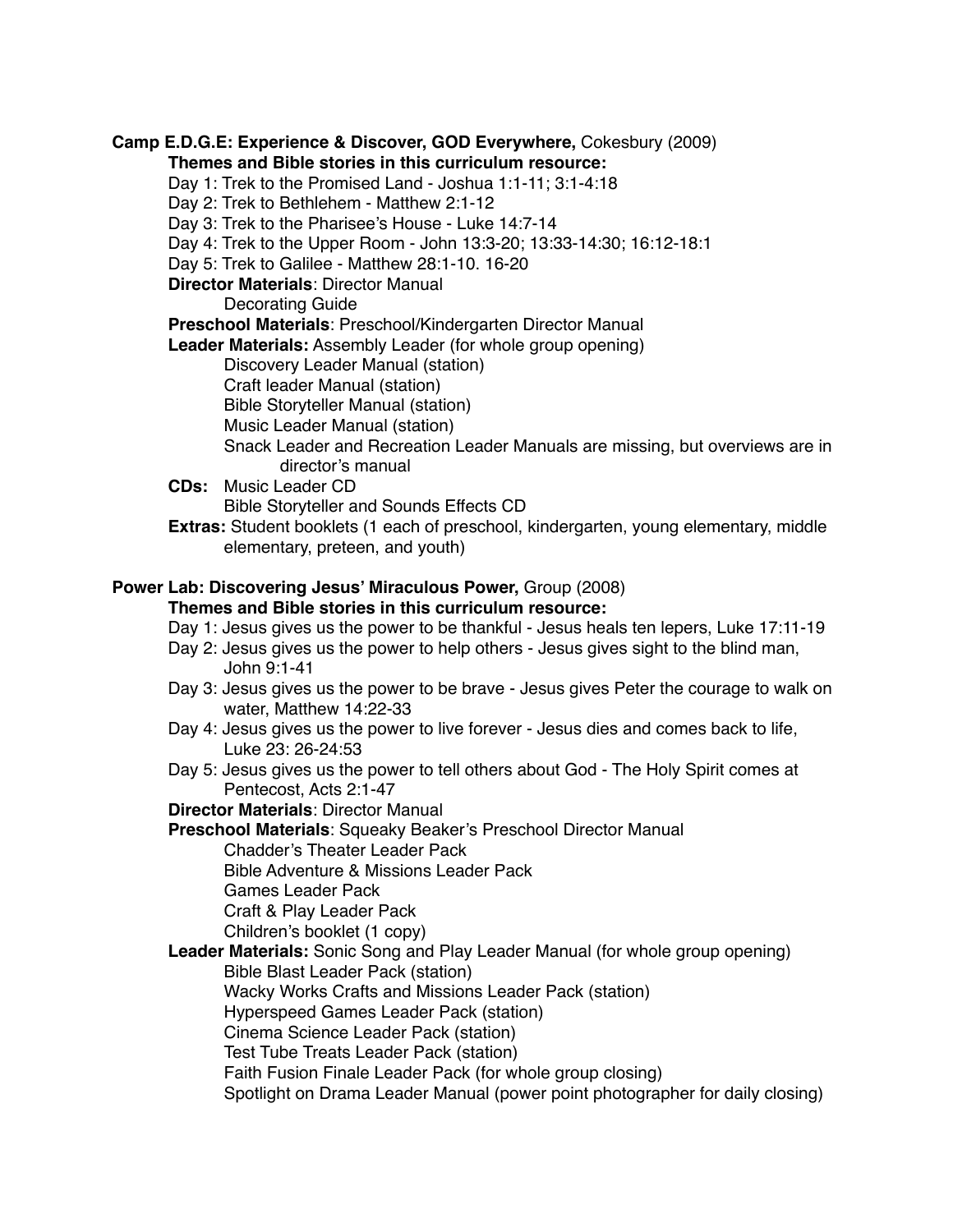**Camp E.D.G.E: Experience & Discover, GOD Everywhere,** Cokesbury (2009)

**Themes and Bible stories in this curriculum resource:**

Day 1: Trek to the Promised Land - Joshua 1:1-11; 3:1-4:18

Day 2: Trek to Bethlehem - Matthew 2:1-12

Day 3: Trek to the Pharisee's House - Luke 14:7-14

Day 4: Trek to the Upper Room - John 13:3-20; 13:33-14:30; 16:12-18:1

Day 5: Trek to Galilee - Matthew 28:1-10. 16-20

**Director Materials**: Director Manual
- Decorating Guide

**Preschool Materials**: Preschool/Kindergarten Director Manual

**Leader Materials:** Assembly Leader (for whole group opening)
- Discovery Leader Manual (station)
- Craft leader Manual (station)
- Bible Storyteller Manual (station)
- Music Leader Manual (station)
- Snack Leader and Recreation Leader Manuals are missing, but overviews are in director's manual

**CDs:** Music Leader CD
- Bible Storyteller and Sounds Effects CD

**Extras:** Student booklets (1 each of preschool, kindergarten, young elementary, middle elementary, preteen, and youth)

**Power Lab: Discovering Jesus' Miraculous Power,** Group (2008)

**Themes and Bible stories in this curriculum resource:**

Day 1: Jesus gives us the power to be thankful - Jesus heals ten lepers, Luke 17:11-19

Day 2: Jesus gives us the power to help others - Jesus gives sight to the blind man, John 9:1-41

Day 3: Jesus gives us the power to be brave - Jesus gives Peter the courage to walk on water, Matthew 14:22-33

Day 4: Jesus gives us the power to live forever - Jesus dies and comes back to life, Luke 23: 26-24:53

Day 5: Jesus gives us the power to tell others about God - The Holy Spirit comes at Pentecost, Acts 2:1-47

**Director Materials**: Director Manual

**Preschool Materials**: Squeaky Beaker's Preschool Director Manual
- Chadder's Theater Leader Pack
- Bible Adventure & Missions Leader Pack
- Games Leader Pack
- Craft & Play Leader Pack
- Children's booklet (1 copy)

**Leader Materials:** Sonic Song and Play Leader Manual (for whole group opening)
- Bible Blast Leader Pack (station)
- Wacky Works Crafts and Missions Leader Pack (station)
- Hyperspeed Games Leader Pack (station)
- Cinema Science Leader Pack (station)
- Test Tube Treats Leader Pack (station)
- Faith Fusion Finale Leader Pack (for whole group closing)
- Spotlight on Drama Leader Manual (power point photographer for daily closing)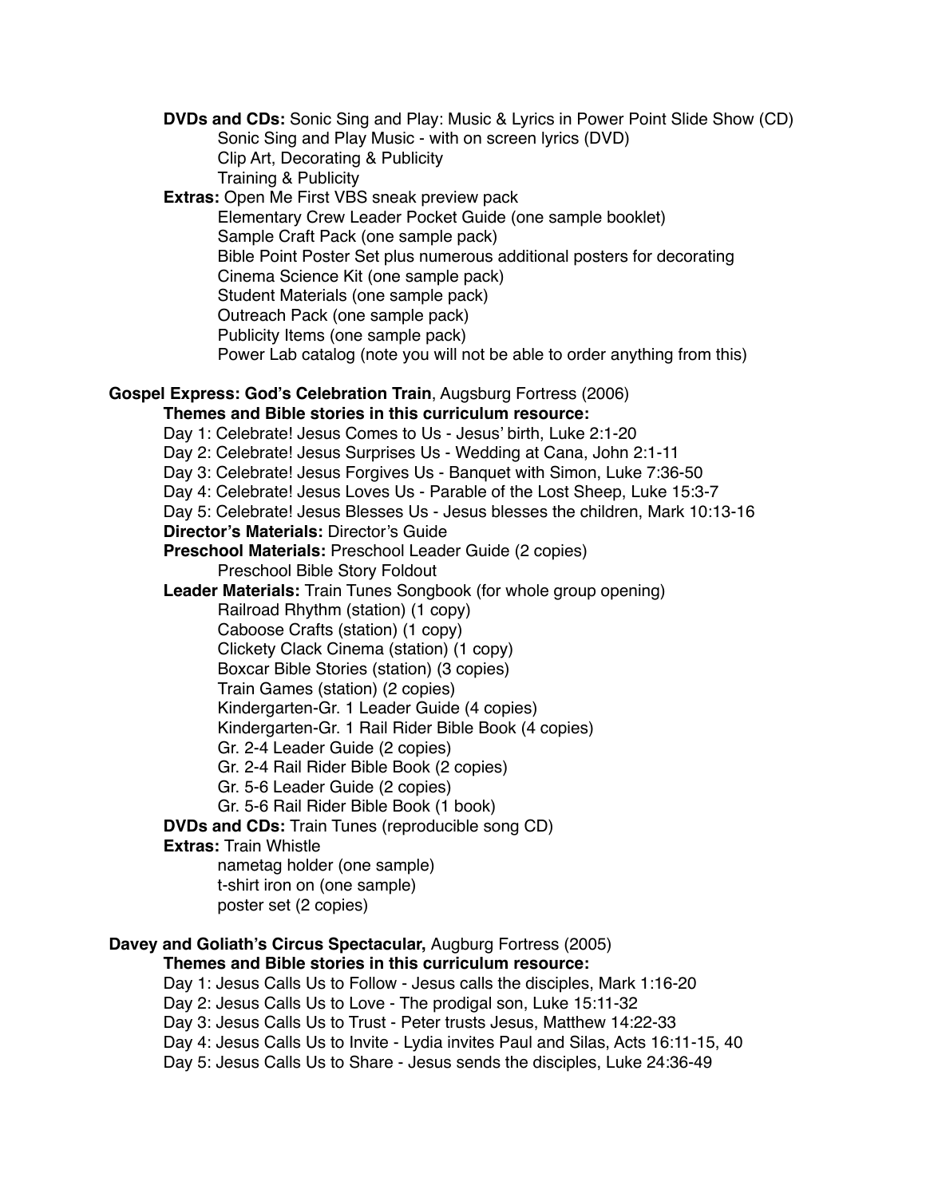**DVDs and CDs:** Sonic Sing and Play: Music & Lyrics in Power Point Slide Show (CD)
Sonic Sing and Play Music - with on screen lyrics (DVD)
Clip Art, Decorating & Publicity
Training & Publicity

**Extras:** Open Me First VBS sneak preview pack
Elementary Crew Leader Pocket Guide (one sample booklet)
Sample Craft Pack (one sample pack)
Bible Point Poster Set plus numerous additional posters for decorating
Cinema Science Kit (one sample pack)
Student Materials (one sample pack)
Outreach Pack (one sample pack)
Publicity Items (one sample pack)
Power Lab catalog (note you will not be able to order anything from this)

**Gospel Express: God's Celebration Train**, Augsburg Fortress (2006)

**Themes and Bible stories in this curriculum resource:**
Day 1: Celebrate! Jesus Comes to Us - Jesus' birth, Luke 2:1-20
Day 2: Celebrate! Jesus Surprises Us - Wedding at Cana, John 2:1-11
Day 3: Celebrate! Jesus Forgives Us - Banquet with Simon, Luke 7:36-50
Day 4: Celebrate! Jesus Loves Us - Parable of the Lost Sheep, Luke 15:3-7
Day 5: Celebrate! Jesus Blesses Us - Jesus blesses the children, Mark 10:13-16

**Director's Materials:** Director's Guide

**Preschool Materials:** Preschool Leader Guide (2 copies)
Preschool Bible Story Foldout

**Leader Materials:** Train Tunes Songbook (for whole group opening)
Railroad Rhythm (station) (1 copy)
Caboose Crafts (station) (1 copy)
Clickety Clack Cinema (station) (1 copy)
Boxcar Bible Stories (station) (3 copies)
Train Games (station) (2 copies)
Kindergarten-Gr. 1 Leader Guide (4 copies)
Kindergarten-Gr. 1 Rail Rider Bible Book (4 copies)
Gr. 2-4 Leader Guide (2 copies)
Gr. 2-4 Rail Rider Bible Book (2 copies)
Gr. 5-6 Leader Guide (2 copies)
Gr. 5-6 Rail Rider Bible Book (1 book)

**DVDs and CDs:** Train Tunes (reproducible song CD)

**Extras:** Train Whistle
nametag holder (one sample)
t-shirt iron on (one sample)
poster set (2 copies)

**Davey and Goliath's Circus Spectacular,** Augburg Fortress (2005)

**Themes and Bible stories in this curriculum resource:**
Day 1: Jesus Calls Us to Follow - Jesus calls the disciples, Mark 1:16-20
Day 2: Jesus Calls Us to Love - The prodigal son, Luke 15:11-32
Day 3: Jesus Calls Us to Trust - Peter trusts Jesus, Matthew 14:22-33
Day 4: Jesus Calls Us to Invite - Lydia invites Paul and Silas, Acts 16:11-15, 40
Day 5: Jesus Calls Us to Share - Jesus sends the disciples, Luke 24:36-49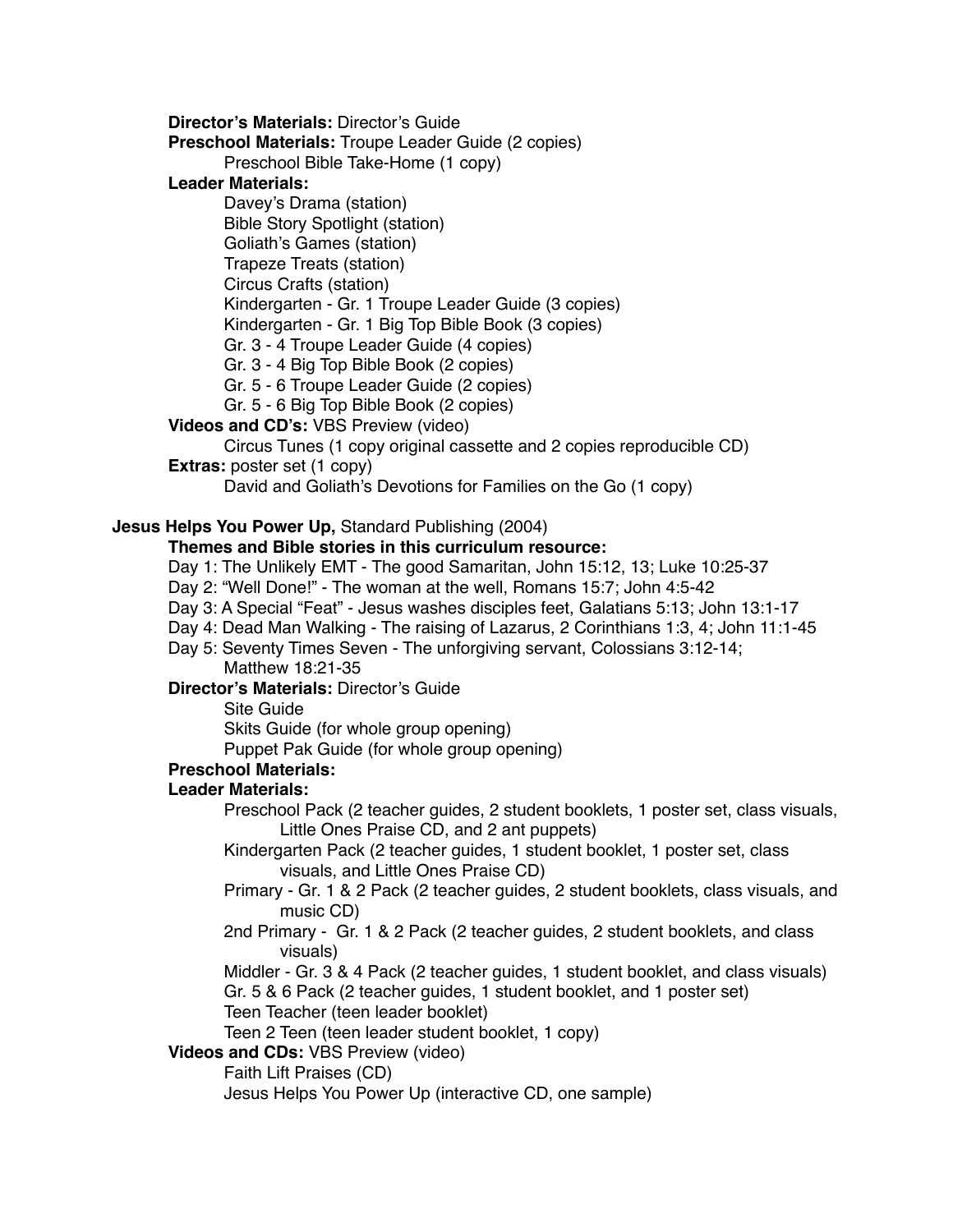**Director's Materials:** Director's Guide

**Preschool Materials:** Troupe Leader Guide (2 copies)

- Preschool Bible Take-Home (1 copy)

**Leader Materials:**

- Davey's Drama (station)
- Bible Story Spotlight (station)
- Goliath's Games (station)
- Trapeze Treats (station)
- Circus Crafts (station)
- Kindergarten - Gr. 1 Troupe Leader Guide (3 copies)
- Kindergarten - Gr. 1 Big Top Bible Book (3 copies)
- Gr. 3 - 4 Troupe Leader Guide (4 copies)
- Gr. 3 - 4 Big Top Bible Book (2 copies)
- Gr. 5 - 6 Troupe Leader Guide (2 copies)
- Gr. 5 - 6 Big Top Bible Book (2 copies)

**Videos and CD's:** VBS Preview (video)

- Circus Tunes (1 copy original cassette and 2 copies reproducible CD)

**Extras:** poster set (1 copy)

- David and Goliath's Devotions for Families on the Go (1 copy)

**Jesus Helps You Power Up,** Standard Publishing (2004)

**Themes and Bible stories in this curriculum resource:**

- Day 1: The Unlikely EMT - The good Samaritan, John 15:12, 13; Luke 10:25-37
- Day 2: "Well Done!" - The woman at the well, Romans 15:7; John 4:5-42
- Day 3: A Special "Feat" - Jesus washes disciples feet, Galatians 5:13; John 13:1-17
- Day 4: Dead Man Walking - The raising of Lazarus, 2 Corinthians 1:3, 4; John 11:1-45
- Day 5: Seventy Times Seven - The unforgiving servant, Colossians 3:12-14; Matthew 18:21-35

**Director's Materials:** Director's Guide

- Site Guide
- Skits Guide (for whole group opening)
- Puppet Pak Guide (for whole group opening)

**Preschool Materials:**

**Leader Materials:**

- Preschool Pack (2 teacher guides, 2 student booklets, 1 poster set, class visuals, Little Ones Praise CD, and 2 ant puppets)
- Kindergarten Pack (2 teacher guides, 1 student booklet, 1 poster set, class visuals, and Little Ones Praise CD)
- Primary - Gr. 1 & 2 Pack (2 teacher guides, 2 student booklets, class visuals, and music CD)
- 2nd Primary - Gr. 1 & 2 Pack (2 teacher guides, 2 student booklets, and class visuals)
- Middler - Gr. 3 & 4 Pack (2 teacher guides, 1 student booklet, and class visuals)
- Gr. 5 & 6 Pack (2 teacher guides, 1 student booklet, and 1 poster set)
- Teen Teacher (teen leader booklet)
- Teen 2 Teen (teen leader student booklet, 1 copy)

**Videos and CDs:** VBS Preview (video)

- Faith Lift Praises (CD)
- Jesus Helps You Power Up (interactive CD, one sample)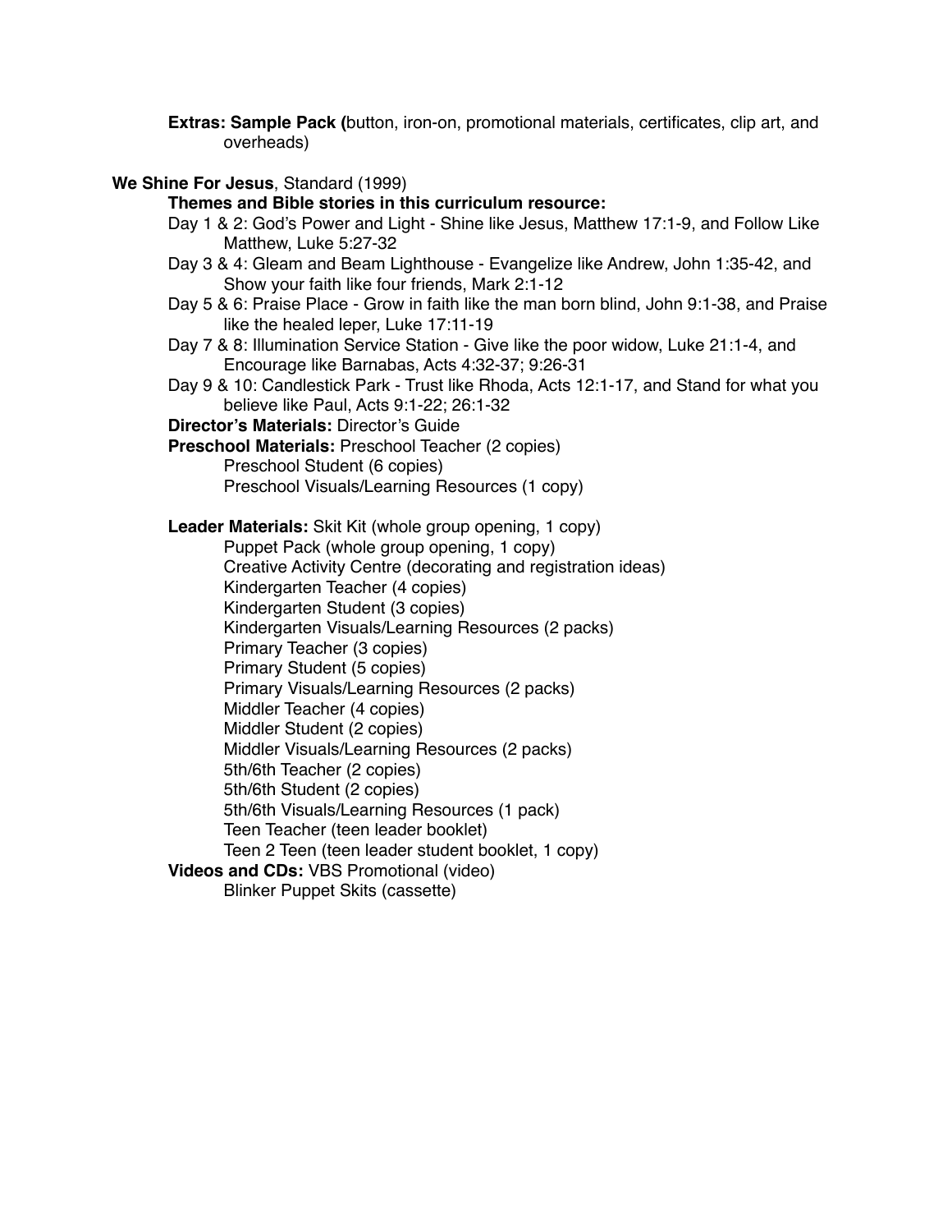**Extras: Sample Pack (**button, iron-on, promotional materials, certificates, clip art, and overheads)

**We Shine For Jesus**, Standard (1999)

**Themes and Bible stories in this curriculum resource:**

Day 1 & 2: God's Power and Light - Shine like Jesus, Matthew 17:1-9, and Follow Like Matthew, Luke 5:27-32

Day 3 & 4: Gleam and Beam Lighthouse - Evangelize like Andrew, John 1:35-42, and Show your faith like four friends, Mark 2:1-12

Day 5 & 6: Praise Place - Grow in faith like the man born blind, John 9:1-38, and Praise like the healed leper, Luke 17:11-19

Day 7 & 8: Illumination Service Station - Give like the poor widow, Luke 21:1-4, and Encourage like Barnabas, Acts 4:32-37; 9:26-31

Day 9 & 10: Candlestick Park - Trust like Rhoda, Acts 12:1-17, and Stand for what you believe like Paul, Acts 9:1-22; 26:1-32

**Director's Materials:** Director's Guide

**Preschool Materials:** Preschool Teacher (2 copies)
Preschool Student (6 copies)
Preschool Visuals/Learning Resources (1 copy)

**Leader Materials:** Skit Kit (whole group opening, 1 copy)
Puppet Pack (whole group opening, 1 copy)
Creative Activity Centre (decorating and registration ideas)
Kindergarten Teacher (4 copies)
Kindergarten Student (3 copies)
Kindergarten Visuals/Learning Resources (2 packs)
Primary Teacher (3 copies)
Primary Student (5 copies)
Primary Visuals/Learning Resources (2 packs)
Middler Teacher (4 copies)
Middler Student (2 copies)
Middler Visuals/Learning Resources (2 packs)
5th/6th Teacher (2 copies)
5th/6th Student (2 copies)
5th/6th Visuals/Learning Resources (1 pack)
Teen Teacher (teen leader booklet)
Teen 2 Teen (teen leader student booklet, 1 copy)

**Videos and CDs:** VBS Promotional (video)
Blinker Puppet Skits (cassette)